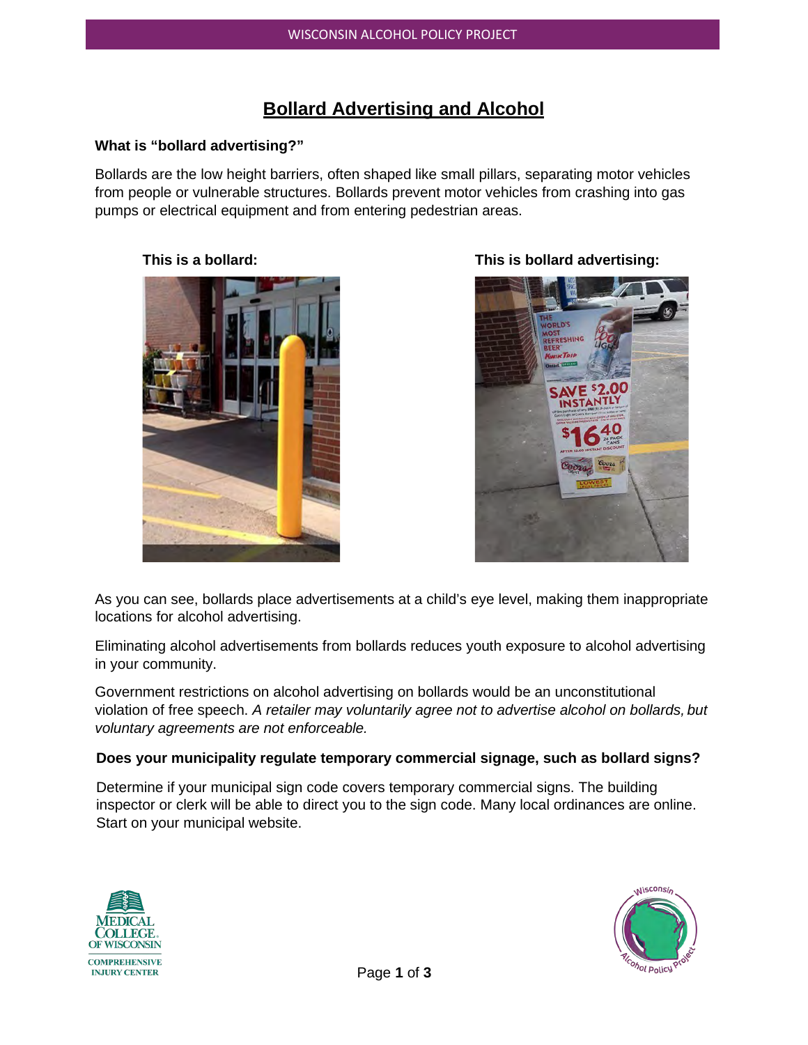# Bollard Advertising and Alcohol

### What is "bollard advertising?"

Bollards are the low height barriers, often shaped like small pillars, separating motor vehicles from people or vulnerable structures. Bollards prevent motor vehicles from crashing into gas pumps or electrical equipment and from entering pedestrian areas.

**This is a bollard:**

**This is bollard advertising:**

As you can see, bollards place advertisements at a child's eye level, making them inappropriate locations for alcohol advertising.

Eliminating alcohol advertisements from bollards reduces youth exposure to alcohol advertising in your community.

Government restrictions on alcohol advertising on bollards would be an unconstitutional violation of free speech. *A retailer may voluntarily agree not to advertise alcohol on bollards, but voluntary agreements are not enforceable.*

### Does your municipality regulate temporary commercial signage, such as bollard signs?

Determine if your municipal sign code covers temporary commercial signs. The building inspector or clerk will be able to direct you to the sign code. Many local ordinances are online. Start on your municipal website.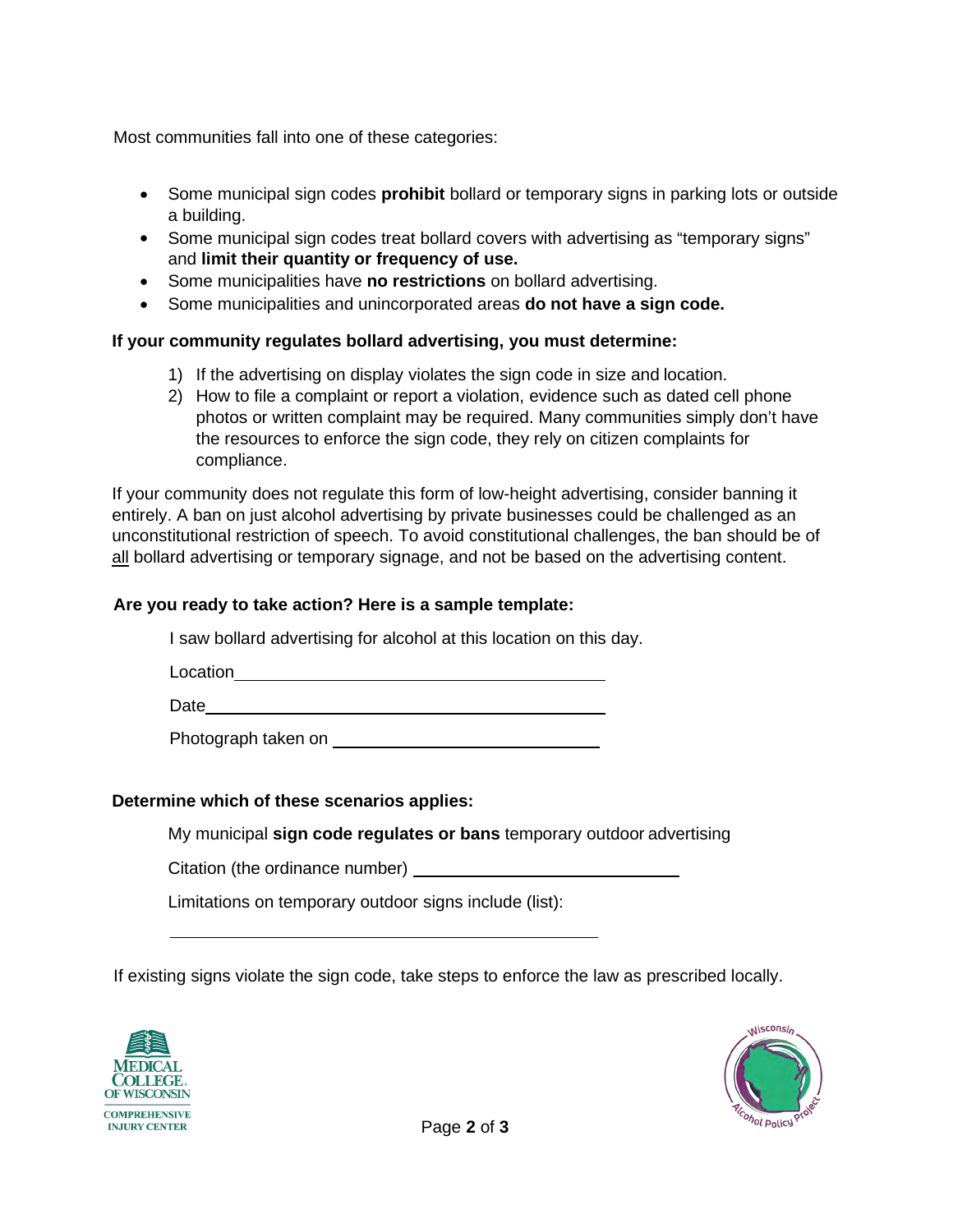Most communities fall into one of these categories:

- Some municipal sign codes **prohibit** bollard or temporary signs in parking lots or outside a building.
- Some municipal sign codes treat bollard covers with advertising as "temporary signs" and **limit their quantity or frequency of use.**
- Some municipalities have **no restrictions** on bollard advertising.
- Some municipalities and unincorporated areas **do not have a sign code.**

**If your community regulates bollard advertising, you must determine:**

1) If the advertising on display violates the sign code in size and location.
2) How to file a complaint or report a violation, evidence such as dated cell phone photos or written complaint may be required. Many communities simply don't have the resources to enforce the sign code, they rely on citizen complaints for compliance.

If your community does not regulate this form of low-height advertising, consider banning it entirely. A ban on just alcohol advertising by private businesses could be challenged as an unconstitutional restriction of speech. To avoid constitutional challenges, the ban should be of <u>all</u> bollard advertising or temporary signage, and not be based on the advertising content.

**Are you ready to take action? Here is a sample template:**

I saw bollard advertising for alcohol at this location on this day.

Location\_\_\_\_\_\_\_\_\_\_\_\_\_\_\_\_\_\_\_\_\_\_\_\_\_\_\_\_\_\_\_\_\_\_\_\_\_\_\_\_

Date\_\_\_\_\_\_\_\_\_\_\_\_\_\_\_\_\_\_\_\_\_\_\_\_\_\_\_\_\_\_\_\_\_\_\_\_\_\_\_\_\_\_\_

Photograph taken on \_\_\_\_\_\_\_\_\_\_\_\_\_\_\_\_\_\_\_\_\_\_\_\_\_\_\_\_\_\_

**Determine which of these scenarios applies:**

My municipal **sign code regulates or bans** temporary outdoor advertising

Citation (the ordinance number) \_\_\_\_\_\_\_\_\_\_\_\_\_\_\_\_\_\_\_\_\_\_\_\_\_\_\_\_\_\_

Limitations on temporary outdoor signs include (list):

\_\_\_\_\_\_\_\_\_\_\_\_\_\_\_\_\_\_\_\_\_\_\_\_\_\_\_\_\_\_\_\_\_\_\_\_\_\_\_\_\_\_\_\_\_\_\_\_

If existing signs violate the sign code, take steps to enforce the law as prescribed locally.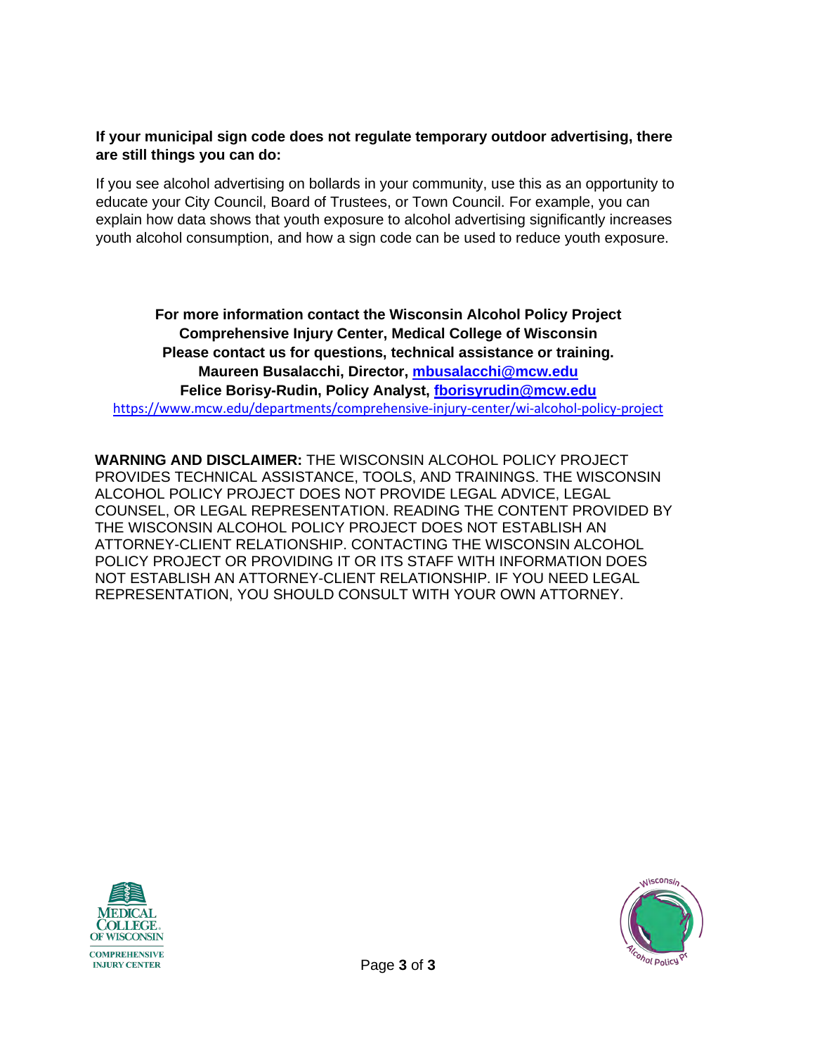**If your municipal sign code does not regulate temporary outdoor advertising, there are still things you can do:**

If you see alcohol advertising on bollards in your community, use this as an opportunity to educate your City Council, Board of Trustees, or Town Council. For example, you can explain how data shows that youth exposure to alcohol advertising significantly increases youth alcohol consumption, and how a sign code can be used to reduce youth exposure.

**For more information contact the Wisconsin Alcohol Policy Project**
**Comprehensive Injury Center, Medical College of Wisconsin**
**Please contact us for questions, technical assistance or training.**
**Maureen Busalacchi, Director, mbusalacchi@mcw.edu**
**Felice Borisy-Rudin, Policy Analyst, fborisyrudin@mcw.edu**
https://www.mcw.edu/departments/comprehensive-injury-center/wi-alcohol-policy-project

**WARNING AND DISCLAIMER:** THE WISCONSIN ALCOHOL POLICY PROJECT PROVIDES TECHNICAL ASSISTANCE, TOOLS, AND TRAININGS. THE WISCONSIN ALCOHOL POLICY PROJECT DOES NOT PROVIDE LEGAL ADVICE, LEGAL COUNSEL, OR LEGAL REPRESENTATION. READING THE CONTENT PROVIDED BY THE WISCONSIN ALCOHOL POLICY PROJECT DOES NOT ESTABLISH AN ATTORNEY-CLIENT RELATIONSHIP. CONTACTING THE WISCONSIN ALCOHOL POLICY PROJECT OR PROVIDING IT OR ITS STAFF WITH INFORMATION DOES NOT ESTABLISH AN ATTORNEY-CLIENT RELATIONSHIP. IF YOU NEED LEGAL REPRESENTATION, YOU SHOULD CONSULT WITH YOUR OWN ATTORNEY.

MEDICAL COLLEGE OF WISCONSIN
COMPREHENSIVE INJURY CENTER

Wisconsin Alcohol Policy Pr